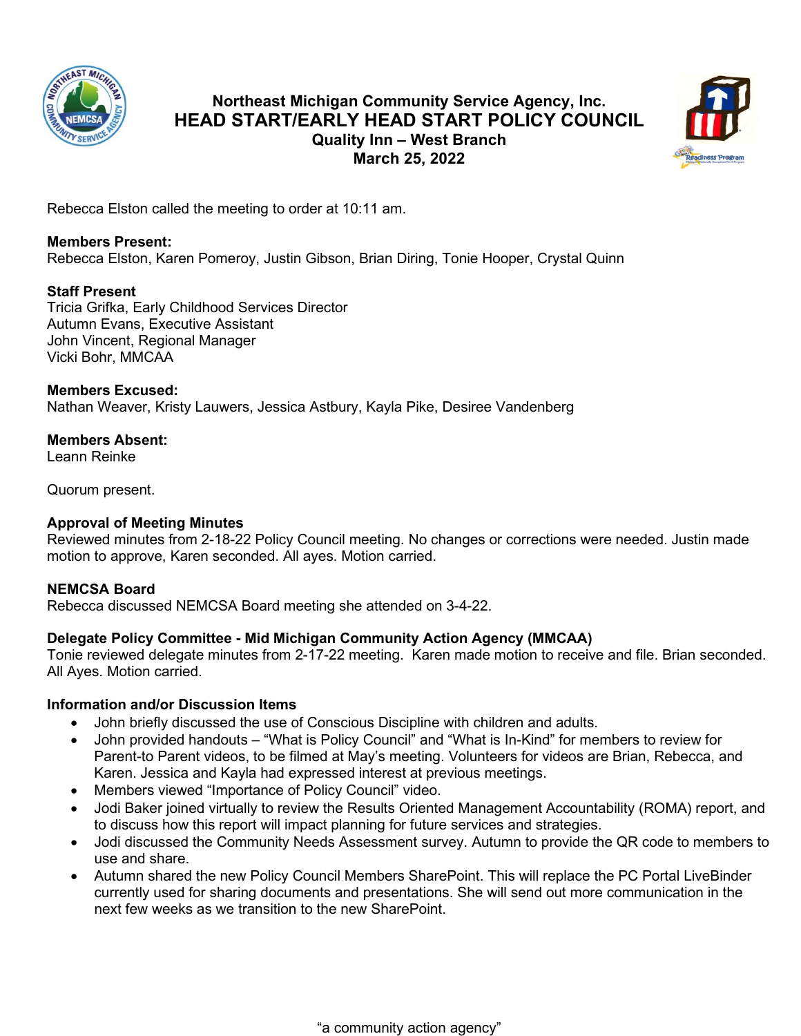# Northeast Michigan Community Service Agency, Inc.
# HEAD START/EARLY HEAD START POLICY COUNCIL
### Quality Inn – West Branch
### March 25, 2022

Rebecca Elston called the meeting to order at 10:11 am.

**Members Present:**
Rebecca Elston, Karen Pomeroy, Justin Gibson, Brian Diring, Tonie Hooper, Crystal Quinn

**Staff Present**
Tricia Grifka, Early Childhood Services Director
Autumn Evans, Executive Assistant
John Vincent, Regional Manager
Vicki Bohr, MMCAA

**Members Excused:**
Nathan Weaver, Kristy Lauwers, Jessica Astbury, Kayla Pike, Desiree Vandenberg

**Members Absent:**
Leann Reinke

Quorum present.

**Approval of Meeting Minutes**
Reviewed minutes from 2-18-22 Policy Council meeting. No changes or corrections were needed. Justin made motion to approve, Karen seconded. All ayes. Motion carried.

**NEMCSA Board**
Rebecca discussed NEMCSA Board meeting she attended on 3-4-22.

**Delegate Policy Committee - Mid Michigan Community Action Agency (MMCAA)**
Tonie reviewed delegate minutes from 2-17-22 meeting. Karen made motion to receive and file. Brian seconded. All Ayes. Motion carried.

**Information and/or Discussion Items**

- John briefly discussed the use of Conscious Discipline with children and adults.
- John provided handouts – "What is Policy Council" and "What is In-Kind" for members to review for Parent-to Parent videos, to be filmed at May's meeting. Volunteers for videos are Brian, Rebecca, and Karen. Jessica and Kayla had expressed interest at previous meetings.
- Members viewed "Importance of Policy Council" video.
- Jodi Baker joined virtually to review the Results Oriented Management Accountability (ROMA) report, and to discuss how this report will impact planning for future services and strategies.
- Jodi discussed the Community Needs Assessment survey. Autumn to provide the QR code to members to use and share.
- Autumn shared the new Policy Council Members SharePoint. This will replace the PC Portal LiveBinder currently used for sharing documents and presentations. She will send out more communication in the next few weeks as we transition to the new SharePoint.

"a community action agency"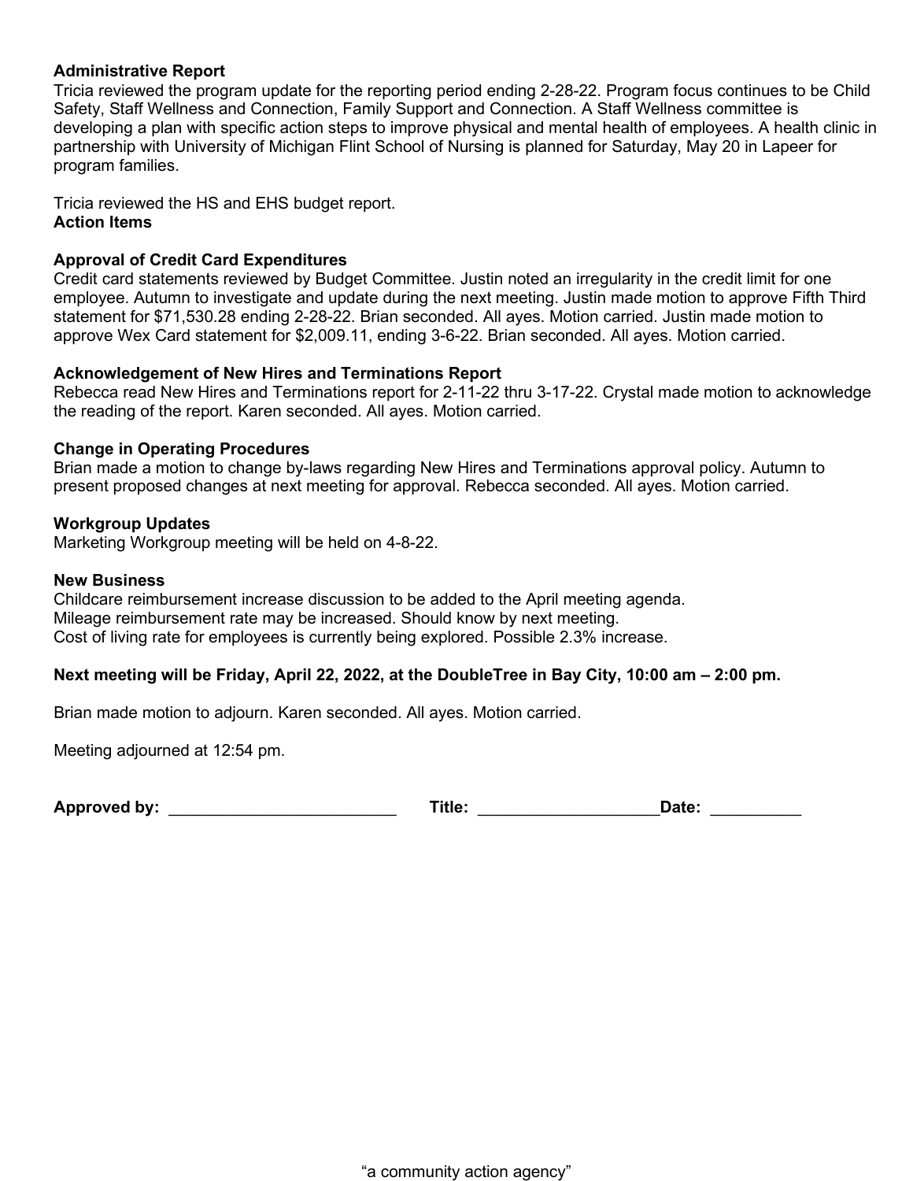**Administrative Report**

Tricia reviewed the program update for the reporting period ending 2-28-22. Program focus continues to be Child Safety, Staff Wellness and Connection, Family Support and Connection. A Staff Wellness committee is developing a plan with specific action steps to improve physical and mental health of employees. A health clinic in partnership with University of Michigan Flint School of Nursing is planned for Saturday, May 20 in Lapeer for program families.

Tricia reviewed the HS and EHS budget report.

**Action Items**

**Approval of Credit Card Expenditures**

Credit card statements reviewed by Budget Committee. Justin noted an irregularity in the credit limit for one employee. Autumn to investigate and update during the next meeting. Justin made motion to approve Fifth Third statement for $71,530.28 ending 2-28-22. Brian seconded. All ayes. Motion carried. Justin made motion to approve Wex Card statement for $2,009.11, ending 3-6-22. Brian seconded. All ayes. Motion carried.

**Acknowledgement of New Hires and Terminations Report**

Rebecca read New Hires and Terminations report for 2-11-22 thru 3-17-22. Crystal made motion to acknowledge the reading of the report. Karen seconded. All ayes. Motion carried.

**Change in Operating Procedures**

Brian made a motion to change by-laws regarding New Hires and Terminations approval policy. Autumn to present proposed changes at next meeting for approval. Rebecca seconded. All ayes. Motion carried.

**Workgroup Updates**

Marketing Workgroup meeting will be held on 4-8-22.

**New Business**

Childcare reimbursement increase discussion to be added to the April meeting agenda.
Mileage reimbursement rate may be increased. Should know by next meeting.
Cost of living rate for employees is currently being explored. Possible 2.3% increase.

**Next meeting will be Friday, April 22, 2022, at the DoubleTree in Bay City, 10:00 am – 2:00 pm.**

Brian made motion to adjourn. Karen seconded. All ayes. Motion carried.

Meeting adjourned at 12:54 pm.

**Approved by:** _________________________ **Title:** ____________________ **Date:** __________

"a community action agency"